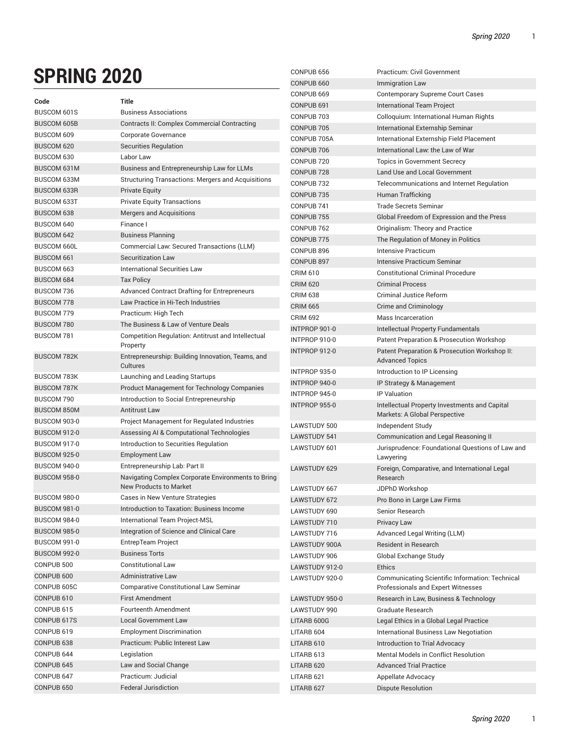# SPRING 2020

| Code | Title |
| --- | --- |
| BUSCOM 601S | Business Associations |
| BUSCOM 605B | Contracts II: Complex Commercial Contracting |
| BUSCOM 609 | Corporate Governance |
| BUSCOM 620 | Securities Regulation |
| BUSCOM 630 | Labor Law |
| BUSCOM 631M | Business and Entrepreneurship Law for LLMs |
| BUSCOM 633M | Structuring Transactions: Mergers and Acquisitions |
| BUSCOM 633R | Private Equity |
| BUSCOM 633T | Private Equity Transactions |
| BUSCOM 638 | Mergers and Acquisitions |
| BUSCOM 640 | Finance I |
| BUSCOM 642 | Business Planning |
| BUSCOM 660L | Commercial Law: Secured Transactions (LLM) |
| BUSCOM 661 | Securitization Law |
| BUSCOM 663 | International Securities Law |
| BUSCOM 684 | Tax Policy |
| BUSCOM 736 | Advanced Contract Drafting for Entrepreneurs |
| BUSCOM 778 | Law Practice in Hi-Tech Industries |
| BUSCOM 779 | Practicum: High Tech |
| BUSCOM 780 | The Business & Law of Venture Deals |
| BUSCOM 781 | Competition Regulation: Antitrust and Intellectual Property |
| BUSCOM 782K | Entrepreneurship: Building Innovation, Teams, and Cultures |
| BUSCOM 783K | Launching and Leading Startups |
| BUSCOM 787K | Product Management for Technology Companies |
| BUSCOM 790 | Introduction to Social Entrepreneurship |
| BUSCOM 850M | Antitrust Law |
| BUSCOM 903-0 | Project Management for Regulated Industries |
| BUSCOM 912-0 | Assessing AI & Computational Technologies |
| BUSCOM 917-0 | Introduction to Securities Regulation |
| BUSCOM 925-0 | Employment Law |
| BUSCOM 940-0 | Entrepreneurship Lab: Part II |
| BUSCOM 958-0 | Navigating Complex Corporate Environments to Bring New Products to Market |
| BUSCOM 980-0 | Cases in New Venture Strategies |
| BUSCOM 981-0 | Introduction to Taxation: Business Income |
| BUSCOM 984-0 | International Team Project-MSL |
| BUSCOM 985-0 | Integration of Science and Clinical Care |
| BUSCOM 991-0 | EntrepTeam Project |
| BUSCOM 992-0 | Business Torts |
| CONPUB 500 | Constitutional Law |
| CONPUB 600 | Administrative Law |
| CONPUB 605C | Comparative Constitutional Law Seminar |
| CONPUB 610 | First Amendment |
| CONPUB 615 | Fourteenth Amendment |
| CONPUB 617S | Local Government Law |
| CONPUB 619 | Employment Discrimination |
| CONPUB 638 | Practicum: Public Interest Law |
| CONPUB 644 | Legislation |
| CONPUB 645 | Law and Social Change |
| CONPUB 647 | Practicum: Judicial |
| CONPUB 650 | Federal Jurisdiction |
| CONPUB 656 | Practicum: Civil Government |
| CONPUB 660 | Immigration Law |
| CONPUB 669 | Contemporary Supreme Court Cases |
| CONPUB 691 | International Team Project |
| CONPUB 703 | Colloquium: International Human Rights |
| CONPUB 705 | International Externship Seminar |
| CONPUB 705A | International Externship Field Placement |
| CONPUB 706 | International Law: the Law of War |
| CONPUB 720 | Topics in Government Secrecy |
| CONPUB 728 | Land Use and Local Government |
| CONPUB 732 | Telecommunications and Internet Regulation |
| CONPUB 735 | Human Trafficking |
| CONPUB 741 | Trade Secrets Seminar |
| CONPUB 755 | Global Freedom of Expression and the Press |
| CONPUB 762 | Originalism: Theory and Practice |
| CONPUB 775 | The Regulation of Money in Politics |
| CONPUB 896 | Intensive Practicum |
| CONPUB 897 | Intensive Practicum Seminar |
| CRIM 610 | Constitutional Criminal Procedure |
| CRIM 620 | Criminal Process |
| CRIM 638 | Criminal Justice Reform |
| CRIM 665 | Crime and Criminology |
| CRIM 692 | Mass Incarceration |
| INTPROP 901-0 | Intellectual Property Fundamentals |
| INTPROP 910-0 | Patent Preparation & Prosecution Workshop |
| INTPROP 912-0 | Patent Preparation & Prosecution Workshop II: Advanced Topics |
| INTPROP 935-0 | Introduction to IP Licensing |
| INTPROP 940-0 | IP Strategy & Management |
| INTPROP 945-0 | IP Valuation |
| INTPROP 955-0 | Intellectual Property Investments and Capital Markets: A Global Perspective |
| LAWSTUDY 500 | Independent Study |
| LAWSTUDY 541 | Communication and Legal Reasoning II |
| LAWSTUDY 601 | Jurisprudence: Foundational Questions of Law and Lawyering |
| LAWSTUDY 629 | Foreign, Comparative, and International Legal Research |
| LAWSTUDY 667 | JDPhD Workshop |
| LAWSTUDY 672 | Pro Bono in Large Law Firms |
| LAWSTUDY 690 | Senior Research |
| LAWSTUDY 710 | Privacy Law |
| LAWSTUDY 716 | Advanced Legal Writing (LLM) |
| LAWSTUDY 900A | Resident in Research |
| LAWSTUDY 906 | Global Exchange Study |
| LAWSTUDY 912-0 | Ethics |
| LAWSTUDY 920-0 | Communicating Scientific Information: Technical Professionals and Expert Witnesses |
| LAWSTUDY 950-0 | Research in Law, Business & Technology |
| LAWSTUDY 990 | Graduate Research |
| LITARB 600G | Legal Ethics in a Global Legal Practice |
| LITARB 604 | International Business Law Negotiation |
| LITARB 610 | Introduction to Trial Advocacy |
| LITARB 613 | Mental Models in Conflict Resolution |
| LITARB 620 | Advanced Trial Practice |
| LITARB 621 | Appellate Advocacy |
| LITARB 627 | Dispute Resolution |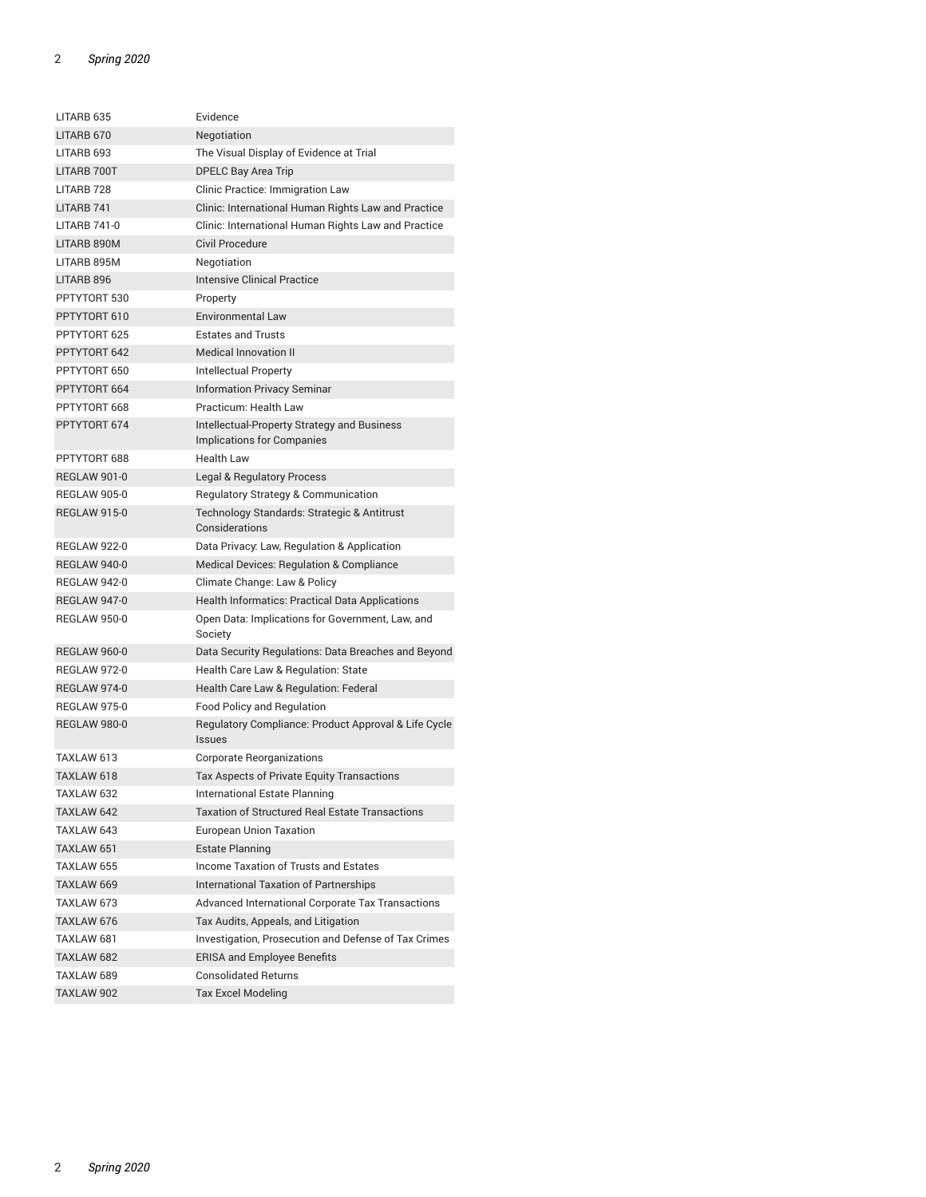| | |
|---|---|
| LITARB 635 | Evidence |
| LITARB 670 | Negotiation |
| LITARB 693 | The Visual Display of Evidence at Trial |
| LITARB 700T | DPELC Bay Area Trip |
| LITARB 728 | Clinic Practice: Immigration Law |
| LITARB 741 | Clinic: International Human Rights Law and Practice |
| LITARB 741-0 | Clinic: International Human Rights Law and Practice |
| LITARB 890M | Civil Procedure |
| LITARB 895M | Negotiation |
| LITARB 896 | Intensive Clinical Practice |
| PPTYTORT 530 | Property |
| PPTYTORT 610 | Environmental Law |
| PPTYTORT 625 | Estates and Trusts |
| PPTYTORT 642 | Medical Innovation II |
| PPTYTORT 650 | Intellectual Property |
| PPTYTORT 664 | Information Privacy Seminar |
| PPTYTORT 668 | Practicum: Health Law |
| PPTYTORT 674 | Intellectual-Property Strategy and Business Implications for Companies |
| PPTYTORT 688 | Health Law |
| REGLAW 901-0 | Legal & Regulatory Process |
| REGLAW 905-0 | Regulatory Strategy & Communication |
| REGLAW 915-0 | Technology Standards: Strategic & Antitrust Considerations |
| REGLAW 922-0 | Data Privacy: Law, Regulation & Application |
| REGLAW 940-0 | Medical Devices: Regulation & Compliance |
| REGLAW 942-0 | Climate Change: Law & Policy |
| REGLAW 947-0 | Health Informatics: Practical Data Applications |
| REGLAW 950-0 | Open Data: Implications for Government, Law, and Society |
| REGLAW 960-0 | Data Security Regulations: Data Breaches and Beyond |
| REGLAW 972-0 | Health Care Law & Regulation: State |
| REGLAW 974-0 | Health Care Law & Regulation: Federal |
| REGLAW 975-0 | Food Policy and Regulation |
| REGLAW 980-0 | Regulatory Compliance: Product Approval & Life Cycle Issues |
| TAXLAW 613 | Corporate Reorganizations |
| TAXLAW 618 | Tax Aspects of Private Equity Transactions |
| TAXLAW 632 | International Estate Planning |
| TAXLAW 642 | Taxation of Structured Real Estate Transactions |
| TAXLAW 643 | European Union Taxation |
| TAXLAW 651 | Estate Planning |
| TAXLAW 655 | Income Taxation of Trusts and Estates |
| TAXLAW 669 | International Taxation of Partnerships |
| TAXLAW 673 | Advanced International Corporate Tax Transactions |
| TAXLAW 676 | Tax Audits, Appeals, and Litigation |
| TAXLAW 681 | Investigation, Prosecution and Defense of Tax Crimes |
| TAXLAW 682 | ERISA and Employee Benefits |
| TAXLAW 689 | Consolidated Returns |
| TAXLAW 902 | Tax Excel Modeling |